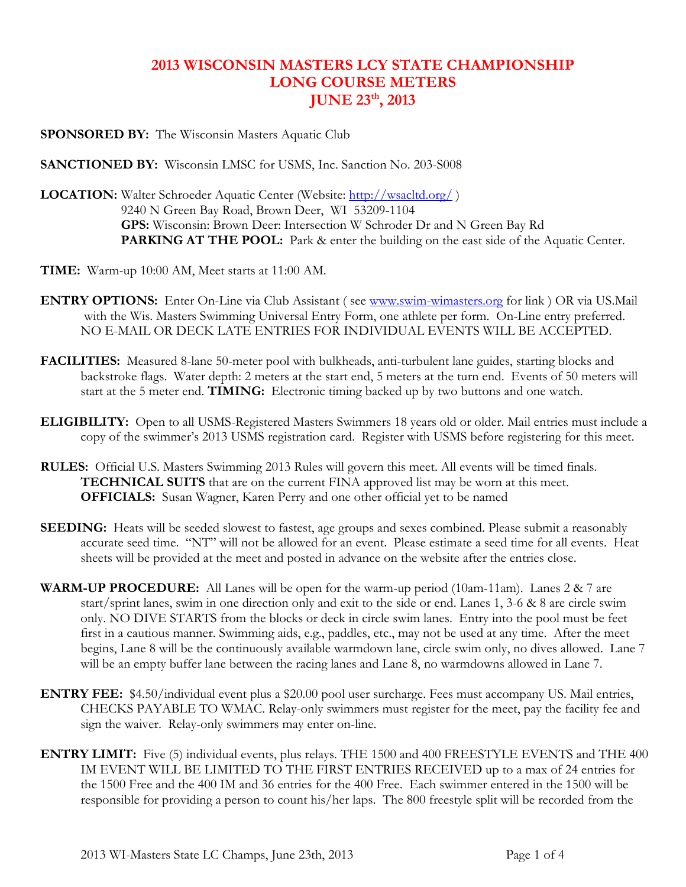# 2013 WISCONSIN MASTERS LCY STATE CHAMPIONSHIP
# LONG COURSE METERS
# JUNE 23th, 2013

**SPONSORED BY:** The Wisconsin Masters Aquatic Club

**SANCTIONED BY:** Wisconsin LMSC for USMS, Inc. Sanction No. 203-S008

**LOCATION:** Walter Schroeder Aquatic Center (Website: http://wsacltd.org/ )
9240 N Green Bay Road, Brown Deer, WI 53209-1104
**GPS:** Wisconsin: Brown Deer: Intersection W Schroder Dr and N Green Bay Rd
**PARKING AT THE POOL:** Park & enter the building on the east side of the Aquatic Center.

**TIME:** Warm-up 10:00 AM, Meet starts at 11:00 AM.

**ENTRY OPTIONS:** Enter On-Line via Club Assistant ( see www.swim-wimasters.org for link ) OR via US.Mail with the Wis. Masters Swimming Universal Entry Form, one athlete per form. On-Line entry preferred. NO E-MAIL OR DECK LATE ENTRIES FOR INDIVIDUAL EVENTS WILL BE ACCEPTED.

**FACILITIES:** Measured 8-lane 50-meter pool with bulkheads, anti-turbulent lane guides, starting blocks and backstroke flags. Water depth: 2 meters at the start end, 5 meters at the turn end. Events of 50 meters will start at the 5 meter end. **TIMING:** Electronic timing backed up by two buttons and one watch.

**ELIGIBILITY:** Open to all USMS-Registered Masters Swimmers 18 years old or older. Mail entries must include a copy of the swimmer's 2013 USMS registration card. Register with USMS before registering for this meet.

**RULES:** Official U.S. Masters Swimming 2013 Rules will govern this meet. All events will be timed finals.
**TECHNICAL SUITS** that are on the current FINA approved list may be worn at this meet.
**OFFICIALS:** Susan Wagner, Karen Perry and one other official yet to be named

**SEEDING:** Heats will be seeded slowest to fastest, age groups and sexes combined. Please submit a reasonably accurate seed time. "NT" will not be allowed for an event. Please estimate a seed time for all events. Heat sheets will be provided at the meet and posted in advance on the website after the entries close.

**WARM-UP PROCEDURE:** All Lanes will be open for the warm-up period (10am-11am). Lanes 2 & 7 are start/sprint lanes, swim in one direction only and exit to the side or end. Lanes 1, 3-6 & 8 are circle swim only. NO DIVE STARTS from the blocks or deck in circle swim lanes. Entry into the pool must be feet first in a cautious manner. Swimming aids, e.g., paddles, etc., may not be used at any time. After the meet begins, Lane 8 will be the continuously available warmdown lane, circle swim only, no dives allowed. Lane 7 will be an empty buffer lane between the racing lanes and Lane 8, no warmdowns allowed in Lane 7.

**ENTRY FEE:** $4.50/individual event plus a $20.00 pool user surcharge. Fees must accompany US. Mail entries, CHECKS PAYABLE TO WMAC. Relay-only swimmers must register for the meet, pay the facility fee and sign the waiver. Relay-only swimmers may enter on-line.

**ENTRY LIMIT:** Five (5) individual events, plus relays. THE 1500 and 400 FREESTYLE EVENTS and THE 400 IM EVENT WILL BE LIMITED TO THE FIRST ENTRIES RECEIVED up to a max of 24 entries for the 1500 Free and the 400 IM and 36 entries for the 400 Free. Each swimmer entered in the 1500 will be responsible for providing a person to count his/her laps. The 800 freestyle split will be recorded from the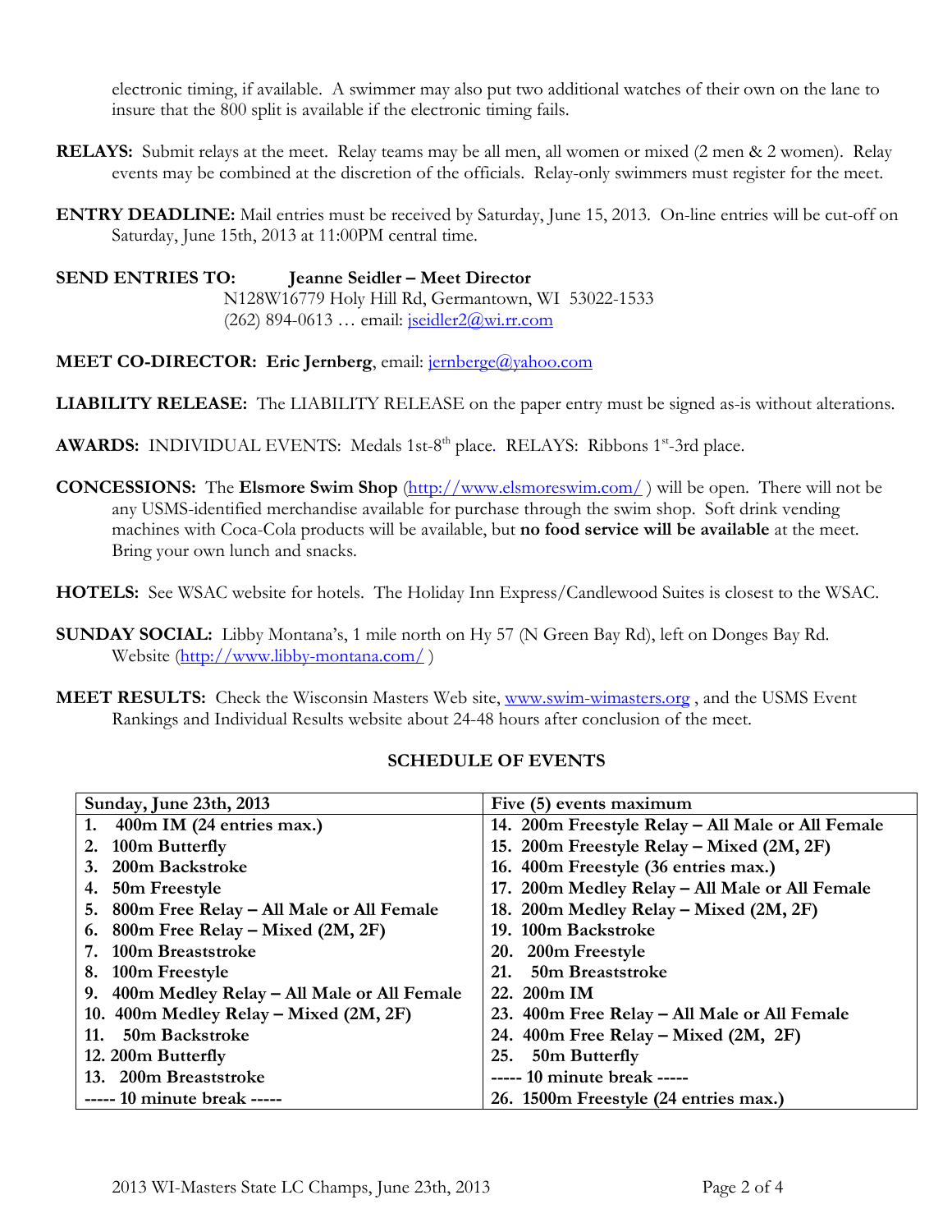electronic timing, if available. A swimmer may also put two additional watches of their own on the lane to insure that the 800 split is available if the electronic timing fails.

**RELAYS:** Submit relays at the meet. Relay teams may be all men, all women or mixed (2 men & 2 women). Relay events may be combined at the discretion of the officials. Relay-only swimmers must register for the meet.

**ENTRY DEADLINE:** Mail entries must be received by Saturday, June 15, 2013. On-line entries will be cut-off on Saturday, June 15th, 2013 at 11:00PM central time.

**SEND ENTRIES TO:** **Jeanne Seidler – Meet Director**
N128W16779 Holy Hill Rd, Germantown, WI 53022-1533
(262) 894-0613 … email: jseidler2@wi.rr.com

**MEET CO-DIRECTOR: Eric Jernberg**, email: jernberge@yahoo.com

**LIABILITY RELEASE:** The LIABILITY RELEASE on the paper entry must be signed as-is without alterations.

**AWARDS:** INDIVIDUAL EVENTS: Medals 1st-8th place. RELAYS: Ribbons 1st-3rd place.

**CONCESSIONS:** The **Elsmore Swim Shop** (http://www.elsmoreswim.com/ ) will be open. There will not be any USMS-identified merchandise available for purchase through the swim shop. Soft drink vending machines with Coca-Cola products will be available, but **no food service will be available** at the meet. Bring your own lunch and snacks.

**HOTELS:** See WSAC website for hotels. The Holiday Inn Express/Candlewood Suites is closest to the WSAC.

**SUNDAY SOCIAL:** Libby Montana's, 1 mile north on Hy 57 (N Green Bay Rd), left on Donges Bay Rd. Website (http://www.libby-montana.com/ )

**MEET RESULTS:** Check the Wisconsin Masters Web site, www.swim-wimasters.org , and the USMS Event Rankings and Individual Results website about 24-48 hours after conclusion of the meet.

## SCHEDULE OF EVENTS

| **Sunday, June 23th, 2013** | **Five (5) events maximum** |
|---|---|
| **1. 400m IM (24 entries max.)** | **14. 200m Freestyle Relay – All Male or All Female** |
| **2. 100m Butterfly** | **15. 200m Freestyle Relay – Mixed (2M, 2F)** |
| **3. 200m Backstroke** | **16. 400m Freestyle (36 entries max.)** |
| **4. 50m Freestyle** | **17. 200m Medley Relay – All Male or All Female** |
| **5. 800m Free Relay – All Male or All Female** | **18. 200m Medley Relay – Mixed (2M, 2F)** |
| **6. 800m Free Relay – Mixed (2M, 2F)** | **19. 100m Backstroke** |
| **7. 100m Breaststroke** | **20. 200m Freestyle** |
| **8. 100m Freestyle** | **21. 50m Breaststroke** |
| **9. 400m Medley Relay – All Male or All Female** | **22. 200m IM** |
| **10. 400m Medley Relay – Mixed (2M, 2F)** | **23. 400m Free Relay – All Male or All Female** |
| **11. 50m Backstroke** | **24. 400m Free Relay – Mixed (2M, 2F)** |
| **12. 200m Butterfly** | **25. 50m Butterfly** |
| **13. 200m Breaststroke** | **----- 10 minute break -----** |
| **----- 10 minute break -----** | **26. 1500m Freestyle (24 entries max.)** |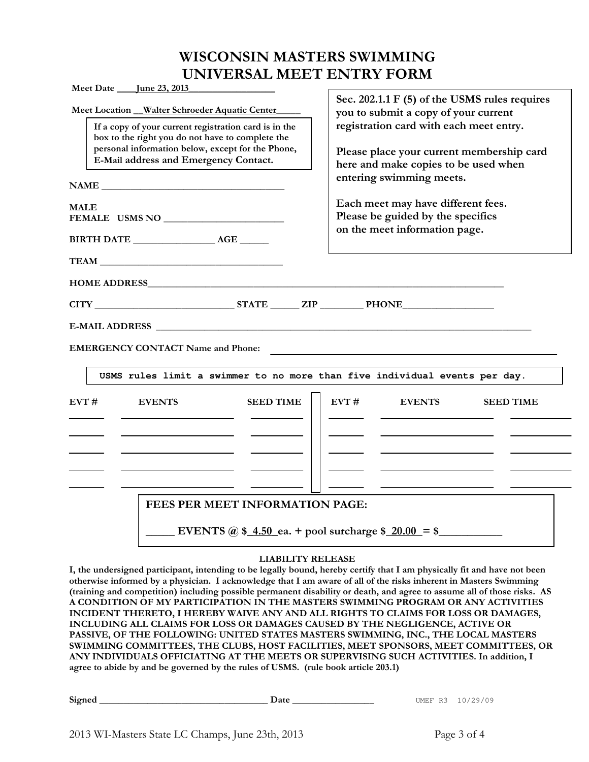# WISCONSIN MASTERS SWIMMING
# UNIVERSAL MEET ENTRY FORM

**Meet Date** ____June 23, 2013__________________

**Meet Location** __Walter Schroeder Aquatic Center_____

**If a copy of your current registration card is in the box to the right you do not have to complete the personal information below, except for the Phone, E-Mail address and Emergency Contact.**

**Sec. 202.1.1 F (5) of the USMS rules requires you to submit a copy of your current registration card with each meet entry.**

**Please place your current membership card here and make copies to be used when entering swimming meets.**

**Each meet may have different fees. Please be guided by the specifics on the meet information page.**

**NAME** ______________________________________

**MALE**
**FEMALE** **USMS NO** ________________________

**BIRTH DATE** ________________ **AGE** ______

**TEAM** ______________________________________

**HOME ADDRESS**________________________________________________________________________

**CITY** ____________________________ **STATE** ______ **ZIP** ________ **PHONE**__________________

**E-MAIL ADDRESS** ________________________________________________________________________

**EMERGENCY CONTACT** Name and Phone: ______________________________________________

```
USMS rules limit a swimmer to no more than five individual events per day.
```

| EVT # | EVENTS | SEED TIME | EVT # | EVENTS | SEED TIME |
|---|---|---|---|---|---|
| | | | | | |
| | | | | | |
| | | | | | |
| | | | | | |
| | | | | | |

**FEES PER MEET INFORMATION PAGE:**

**_____ EVENTS @ $_4.50_ea. + pool surcharge $_20.00_ = $___________**

**LIABILITY RELEASE**

**I, the undersigned participant, intending to be legally bound, hereby certify that I am physically fit and have not been otherwise informed by a physician. I acknowledge that I am aware of all of the risks inherent in Masters Swimming (training and competition) including possible permanent disability or death, and agree to assume all of those risks. AS A CONDITION OF MY PARTICIPATION IN THE MASTERS SWIMMING PROGRAM OR ANY ACTIVITIES INCIDENT THERETO, I HEREBY WAIVE ANY AND ALL RIGHTS TO CLAIMS FOR LOSS OR DAMAGES, INCLUDING ALL CLAIMS FOR LOSS OR DAMAGES CAUSED BY THE NEGLIGENCE, ACTIVE OR PASSIVE, OF THE FOLLOWING: UNITED STATES MASTERS SWIMMING, INC., THE LOCAL MASTERS SWIMMING COMMITTEES, THE CLUBS, HOST FACILITIES, MEET SPONSORS, MEET COMMITTEES, OR ANY INDIVIDUALS OFFICIATING AT THE MEETS OR SUPERVISING SUCH ACTIVITIES. In addition, I agree to abide by and be governed by the rules of USMS. (rule book article 203.1)**

**Signed** __________________________________ **Date** ________________

UMEF R3 10/29/09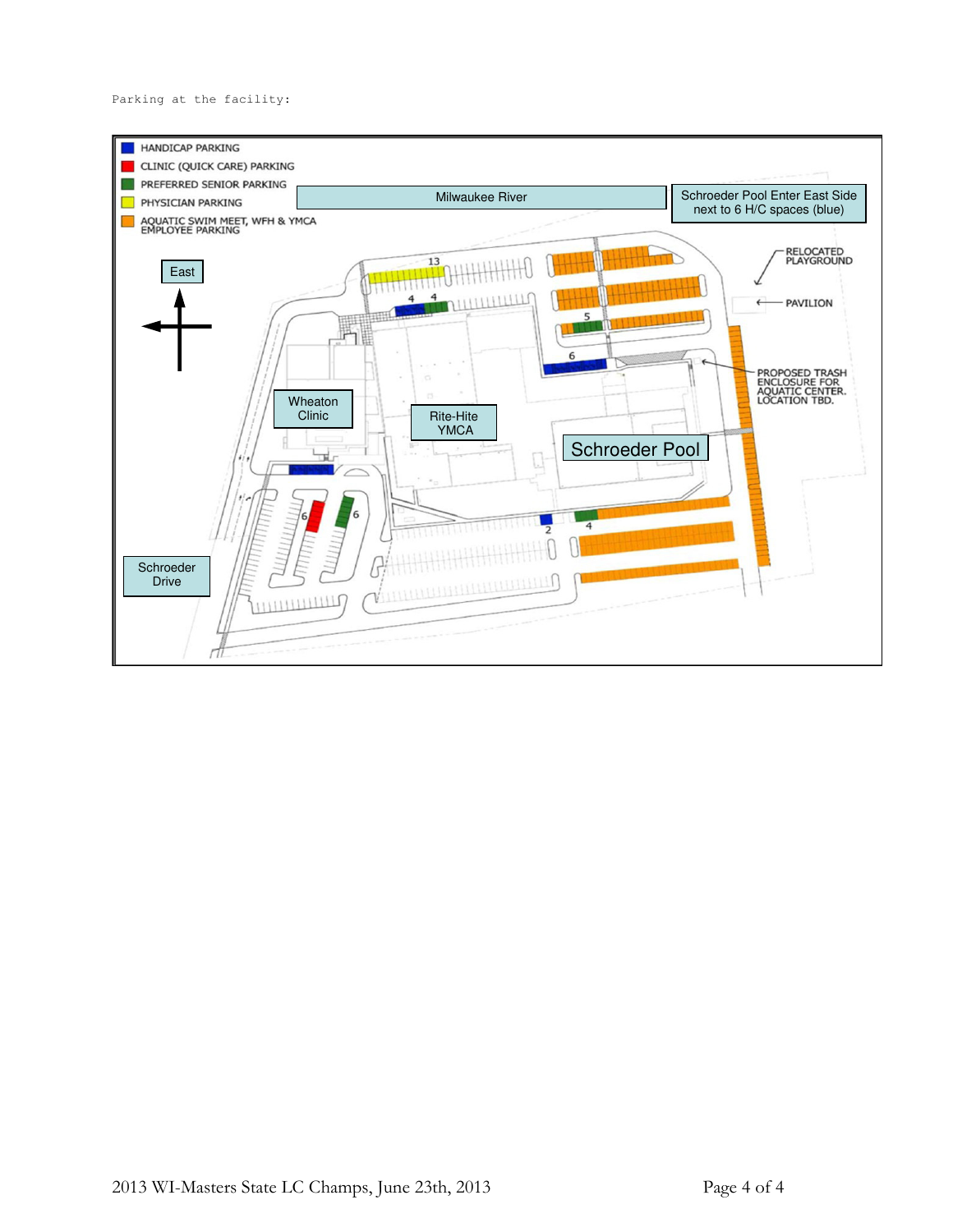Parking at the facility:

HANDICAP PARKING

CLINIC (QUICK CARE) PARKING

PREFERRED SENIOR PARKING

PHYSICIAN PARKING

AQUATIC SWIM MEET, WFH & YMCA EMPLOYEE PARKING

Milwaukee River

Schroeder Pool Enter East Side next to 6 H/C spaces (blue)

East

13

4

4

5

6

RELOCATED PLAYGROUND

PAVILION

PROPOSED TRASH ENCLOSURE FOR AQUATIC CENTER. LOCATION TBD.

Wheaton Clinic

Rite-Hite YMCA

Schroeder Pool

6

6

2

4

Schroeder Drive